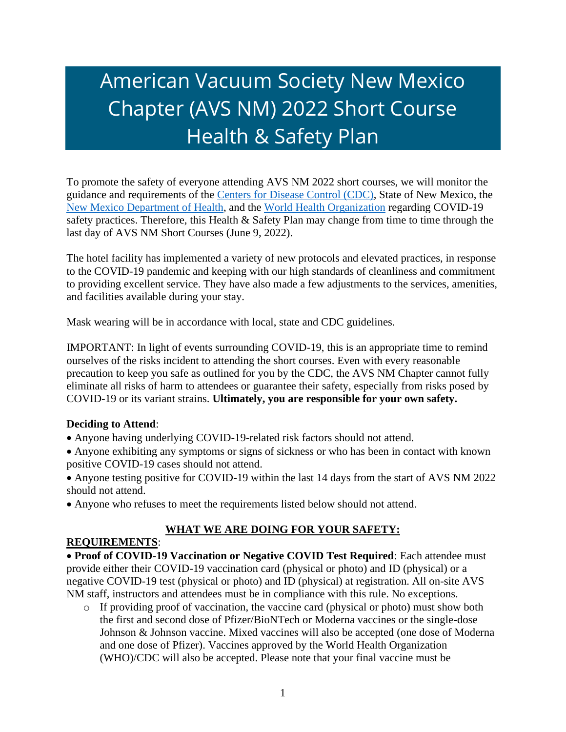# American Vacuum Society New Mexico Chapter (AVS NM) 2022 Short Course Health & Safety Plan

To promote the safety of everyone attending AVS NM 2022 short courses, we will monitor the guidance and requirements of the Centers for Disease Control (CDC), State of New Mexico, the New Mexico Department of Health, and the World Health Organization regarding COVID-19 safety practices. Therefore, this Health & Safety Plan may change from time to time through the last day of AVS NM Short Courses (June 9, 2022).

The hotel facility has implemented a variety of new protocols and elevated practices, in response to the COVID-19 pandemic and keeping with our high standards of cleanliness and commitment to providing excellent service. They have also made a few adjustments to the services, amenities, and facilities available during your stay.

Mask wearing will be in accordance with local, state and CDC guidelines.

IMPORTANT: In light of events surrounding COVID-19, this is an appropriate time to remind ourselves of the risks incident to attending the short courses. Even with every reasonable precaution to keep you safe as outlined for you by the CDC, the AVS NM Chapter cannot fully eliminate all risks of harm to attendees or guarantee their safety, especially from risks posed by COVID-19 or its variant strains. **Ultimately, you are responsible for your own safety.**

**Deciding to Attend**:

- Anyone having underlying COVID-19-related risk factors should not attend.
- Anyone exhibiting any symptoms or signs of sickness or who has been in contact with known positive COVID-19 cases should not attend.
- Anyone testing positive for COVID-19 within the last 14 days from the start of AVS NM 2022 should not attend.
- Anyone who refuses to meet the requirements listed below should not attend.

## WHAT WE ARE DOING FOR YOUR SAFETY:

**REQUIREMENTS**:

- **Proof of COVID-19 Vaccination or Negative COVID Test Required**: Each attendee must provide either their COVID-19 vaccination card (physical or photo) and ID (physical) or a negative COVID-19 test (physical or photo) and ID (physical) at registration. All on-site AVS NM staff, instructors and attendees must be in compliance with this rule. No exceptions.
  - If providing proof of vaccination, the vaccine card (physical or photo) must show both the first and second dose of Pfizer/BioNTech or Moderna vaccines or the single-dose Johnson & Johnson vaccine. Mixed vaccines will also be accepted (one dose of Moderna and one dose of Pfizer). Vaccines approved by the World Health Organization (WHO)/CDC will also be accepted. Please note that your final vaccine must be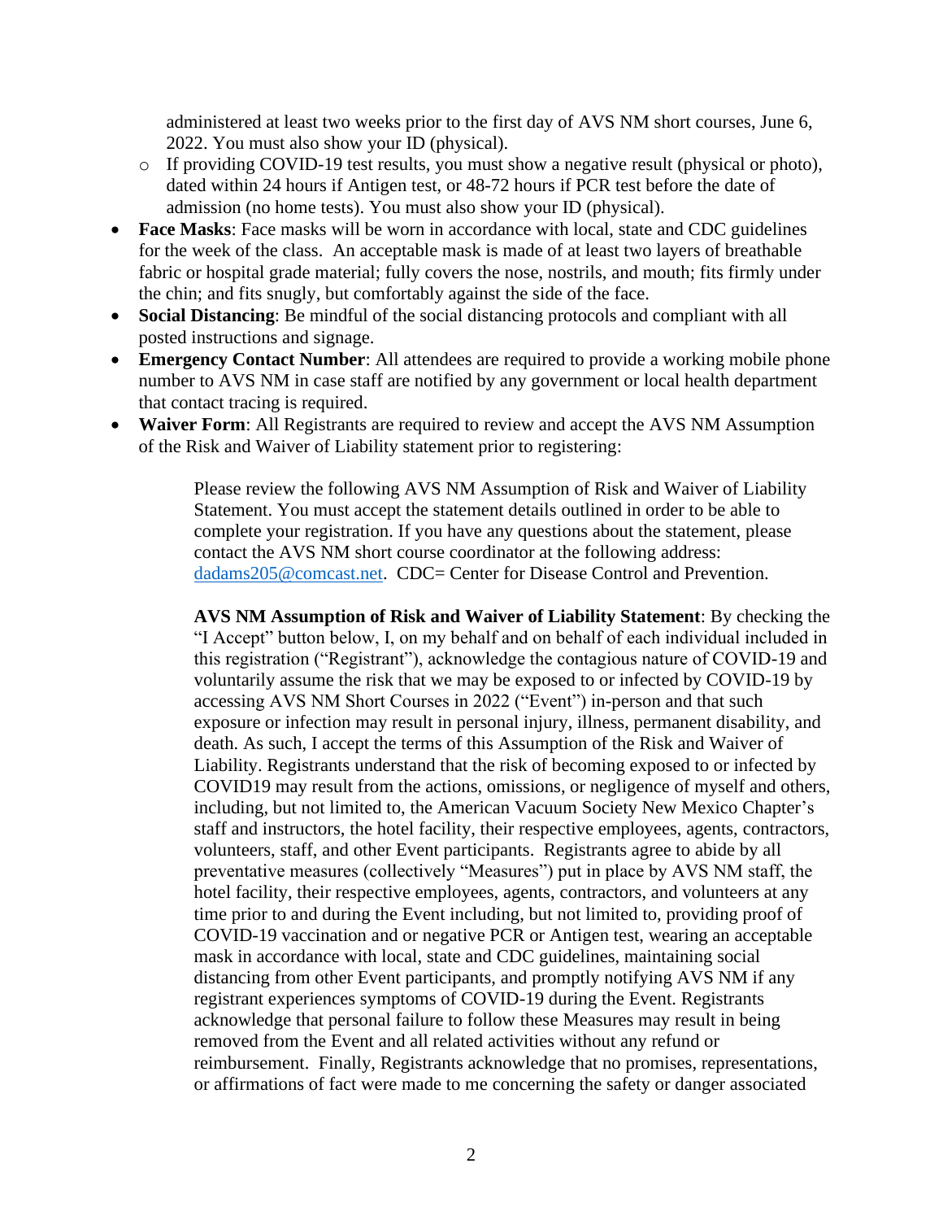administered at least two weeks prior to the first day of AVS NM short courses, June 6, 2022. You must also show your ID (physical).

  - If providing COVID-19 test results, you must show a negative result (physical or photo), dated within 24 hours if Antigen test, or 48-72 hours if PCR test before the date of admission (no home tests). You must also show your ID (physical).

- **Face Masks**: Face masks will be worn in accordance with local, state and CDC guidelines for the week of the class. An acceptable mask is made of at least two layers of breathable fabric or hospital grade material; fully covers the nose, nostrils, and mouth; fits firmly under the chin; and fits snugly, but comfortably against the side of the face.
- **Social Distancing**: Be mindful of the social distancing protocols and compliant with all posted instructions and signage.
- **Emergency Contact Number**: All attendees are required to provide a working mobile phone number to AVS NM in case staff are notified by any government or local health department that contact tracing is required.
- **Waiver Form**: All Registrants are required to review and accept the AVS NM Assumption of the Risk and Waiver of Liability statement prior to registering:

> Please review the following AVS NM Assumption of Risk and Waiver of Liability Statement. You must accept the statement details outlined in order to be able to complete your registration. If you have any questions about the statement, please contact the AVS NM short course coordinator at the following address: dadams205@comcast.net. CDC= Center for Disease Control and Prevention.
>
> **AVS NM Assumption of Risk and Waiver of Liability Statement**: By checking the "I Accept" button below, I, on my behalf and on behalf of each individual included in this registration ("Registrant"), acknowledge the contagious nature of COVID-19 and voluntarily assume the risk that we may be exposed to or infected by COVID-19 by accessing AVS NM Short Courses in 2022 ("Event") in-person and that such exposure or infection may result in personal injury, illness, permanent disability, and death. As such, I accept the terms of this Assumption of the Risk and Waiver of Liability. Registrants understand that the risk of becoming exposed to or infected by COVID19 may result from the actions, omissions, or negligence of myself and others, including, but not limited to, the American Vacuum Society New Mexico Chapter's staff and instructors, the hotel facility, their respective employees, agents, contractors, volunteers, staff, and other Event participants. Registrants agree to abide by all preventative measures (collectively "Measures") put in place by AVS NM staff, the hotel facility, their respective employees, agents, contractors, and volunteers at any time prior to and during the Event including, but not limited to, providing proof of COVID-19 vaccination and or negative PCR or Antigen test, wearing an acceptable mask in accordance with local, state and CDC guidelines, maintaining social distancing from other Event participants, and promptly notifying AVS NM if any registrant experiences symptoms of COVID-19 during the Event. Registrants acknowledge that personal failure to follow these Measures may result in being removed from the Event and all related activities without any refund or reimbursement. Finally, Registrants acknowledge that no promises, representations, or affirmations of fact were made to me concerning the safety or danger associated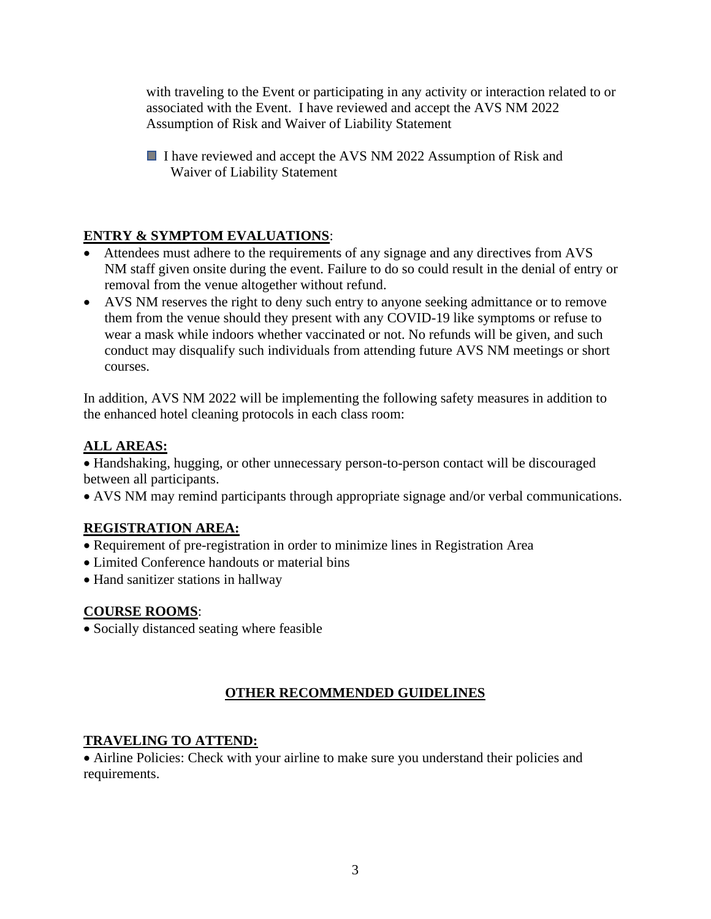with traveling to the Event or participating in any activity or interaction related to or associated with the Event. I have reviewed and accept the AVS NM 2022 Assumption of Risk and Waiver of Liability Statement

- [x] I have reviewed and accept the AVS NM 2022 Assumption of Risk and Waiver of Liability Statement

**ENTRY & SYMPTOM EVALUATIONS**:

- Attendees must adhere to the requirements of any signage and any directives from AVS NM staff given onsite during the event. Failure to do so could result in the denial of entry or removal from the venue altogether without refund.
- AVS NM reserves the right to deny such entry to anyone seeking admittance or to remove them from the venue should they present with any COVID-19 like symptoms or refuse to wear a mask while indoors whether vaccinated or not. No refunds will be given, and such conduct may disqualify such individuals from attending future AVS NM meetings or short courses.

In addition, AVS NM 2022 will be implementing the following safety measures in addition to the enhanced hotel cleaning protocols in each class room:

**ALL AREAS:**

- Handshaking, hugging, or other unnecessary person-to-person contact will be discouraged between all participants.
- AVS NM may remind participants through appropriate signage and/or verbal communications.

**REGISTRATION AREA:**

- Requirement of pre-registration in order to minimize lines in Registration Area
- Limited Conference handouts or material bins
- Hand sanitizer stations in hallway

**COURSE ROOMS**:

- Socially distanced seating where feasible

## OTHER RECOMMENDED GUIDELINES

**TRAVELING TO ATTEND:**

- Airline Policies: Check with your airline to make sure you understand their policies and requirements.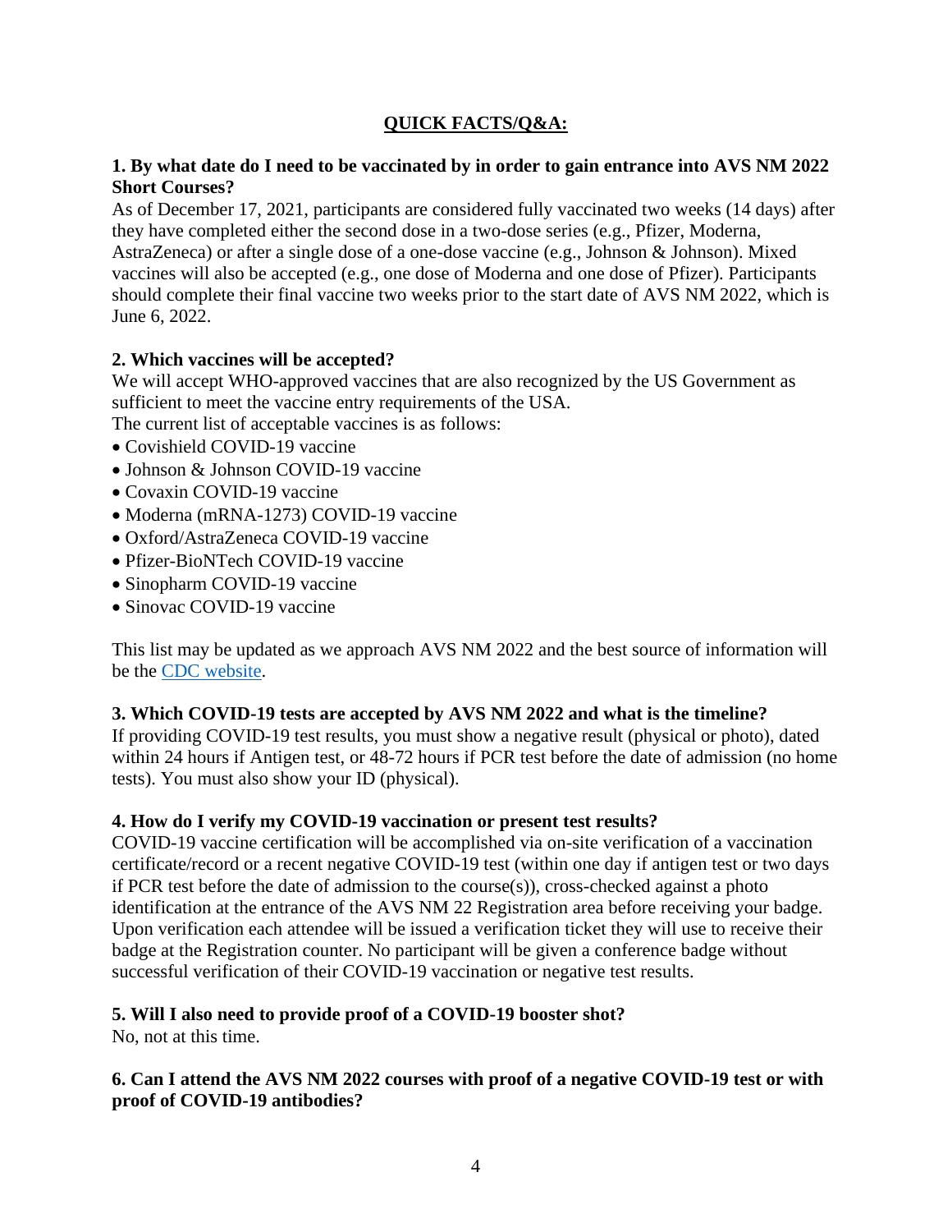## QUICK FACTS/Q&A:

**1. By what date do I need to be vaccinated by in order to gain entrance into AVS NM 2022 Short Courses?**

As of December 17, 2021, participants are considered fully vaccinated two weeks (14 days) after they have completed either the second dose in a two-dose series (e.g., Pfizer, Moderna, AstraZeneca) or after a single dose of a one-dose vaccine (e.g., Johnson & Johnson). Mixed vaccines will also be accepted (e.g., one dose of Moderna and one dose of Pfizer). Participants should complete their final vaccine two weeks prior to the start date of AVS NM 2022, which is June 6, 2022.

**2. Which vaccines will be accepted?**

We will accept WHO-approved vaccines that are also recognized by the US Government as sufficient to meet the vaccine entry requirements of the USA.

The current list of acceptable vaccines is as follows:

- Covishield COVID-19 vaccine
- Johnson & Johnson COVID-19 vaccine
- Covaxin COVID-19 vaccine
- Moderna (mRNA-1273) COVID-19 vaccine
- Oxford/AstraZeneca COVID-19 vaccine
- Pfizer-BioNTech COVID-19 vaccine
- Sinopharm COVID-19 vaccine
- Sinovac COVID-19 vaccine

This list may be updated as we approach AVS NM 2022 and the best source of information will be the CDC website.

**3. Which COVID-19 tests are accepted by AVS NM 2022 and what is the timeline?**

If providing COVID-19 test results, you must show a negative result (physical or photo), dated within 24 hours if Antigen test, or 48-72 hours if PCR test before the date of admission (no home tests). You must also show your ID (physical).

**4. How do I verify my COVID-19 vaccination or present test results?**

COVID-19 vaccine certification will be accomplished via on-site verification of a vaccination certificate/record or a recent negative COVID-19 test (within one day if antigen test or two days if PCR test before the date of admission to the course(s)), cross-checked against a photo identification at the entrance of the AVS NM 22 Registration area before receiving your badge. Upon verification each attendee will be issued a verification ticket they will use to receive their badge at the Registration counter. No participant will be given a conference badge without successful verification of their COVID-19 vaccination or negative test results.

**5. Will I also need to provide proof of a COVID-19 booster shot?**

No, not at this time.

**6. Can I attend the AVS NM 2022 courses with proof of a negative COVID-19 test or with proof of COVID-19 antibodies?**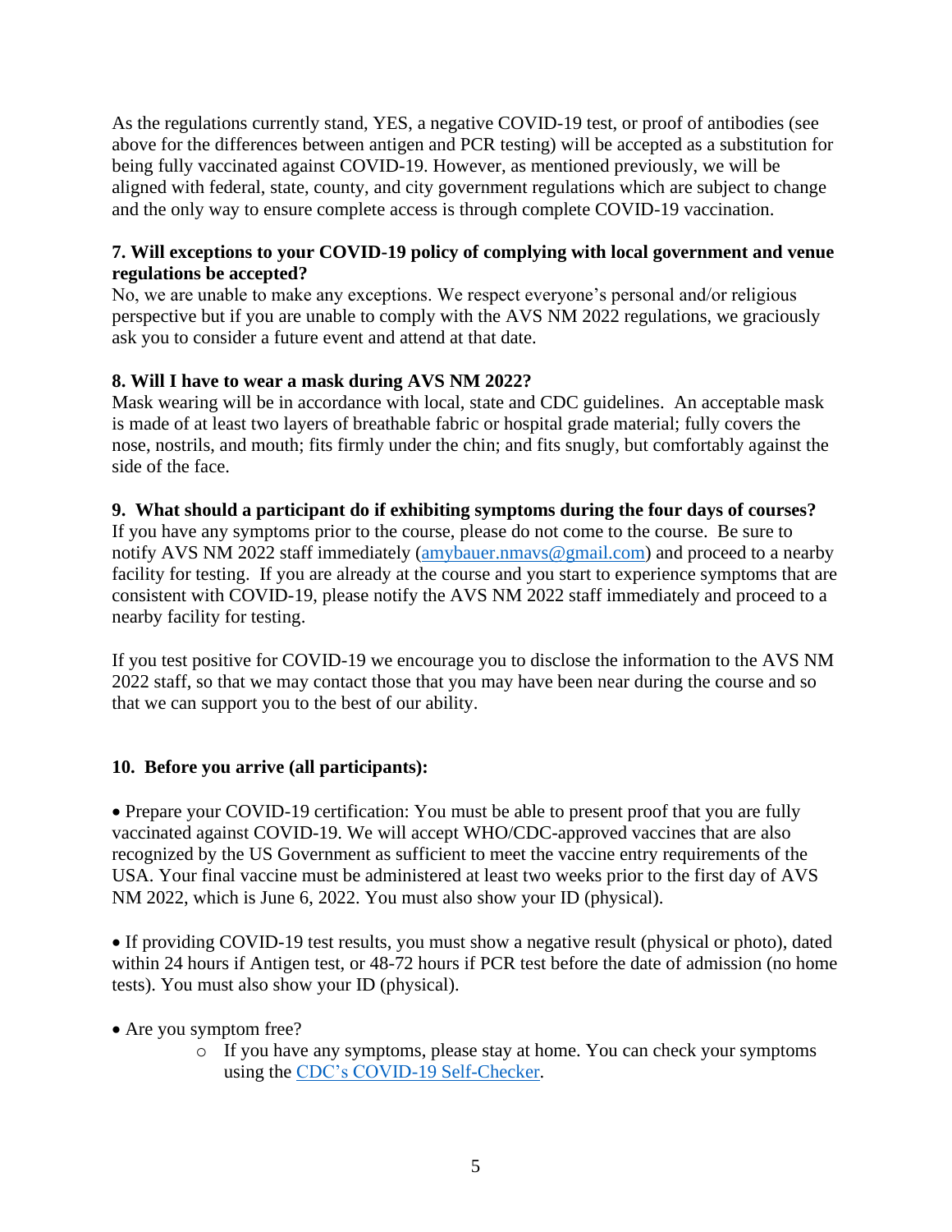As the regulations currently stand, YES, a negative COVID-19 test, or proof of antibodies (see above for the differences between antigen and PCR testing) will be accepted as a substitution for being fully vaccinated against COVID-19. However, as mentioned previously, we will be aligned with federal, state, county, and city government regulations which are subject to change and the only way to ensure complete access is through complete COVID-19 vaccination.

**7. Will exceptions to your COVID-19 policy of complying with local government and venue regulations be accepted?**

No, we are unable to make any exceptions. We respect everyone's personal and/or religious perspective but if you are unable to comply with the AVS NM 2022 regulations, we graciously ask you to consider a future event and attend at that date.

**8. Will I have to wear a mask during AVS NM 2022?**

Mask wearing will be in accordance with local, state and CDC guidelines. An acceptable mask is made of at least two layers of breathable fabric or hospital grade material; fully covers the nose, nostrils, and mouth; fits firmly under the chin; and fits snugly, but comfortably against the side of the face.

**9. What should a participant do if exhibiting symptoms during the four days of courses?**

If you have any symptoms prior to the course, please do not come to the course. Be sure to notify AVS NM 2022 staff immediately ([amybauer.nmavs@gmail.com](mailto:amybauer.nmavs@gmail.com)) and proceed to a nearby facility for testing. If you are already at the course and you start to experience symptoms that are consistent with COVID-19, please notify the AVS NM 2022 staff immediately and proceed to a nearby facility for testing.

If you test positive for COVID-19 we encourage you to disclose the information to the AVS NM 2022 staff, so that we may contact those that you may have been near during the course and so that we can support you to the best of our ability.

**10. Before you arrive (all participants):**

- Prepare your COVID-19 certification: You must be able to present proof that you are fully vaccinated against COVID-19. We will accept WHO/CDC-approved vaccines that are also recognized by the US Government as sufficient to meet the vaccine entry requirements of the USA. Your final vaccine must be administered at least two weeks prior to the first day of AVS NM 2022, which is June 6, 2022. You must also show your ID (physical).

- If providing COVID-19 test results, you must show a negative result (physical or photo), dated within 24 hours if Antigen test, or 48-72 hours if PCR test before the date of admission (no home tests). You must also show your ID (physical).

- Are you symptom free?
  - If you have any symptoms, please stay at home. You can check your symptoms using the CDC's COVID-19 Self-Checker.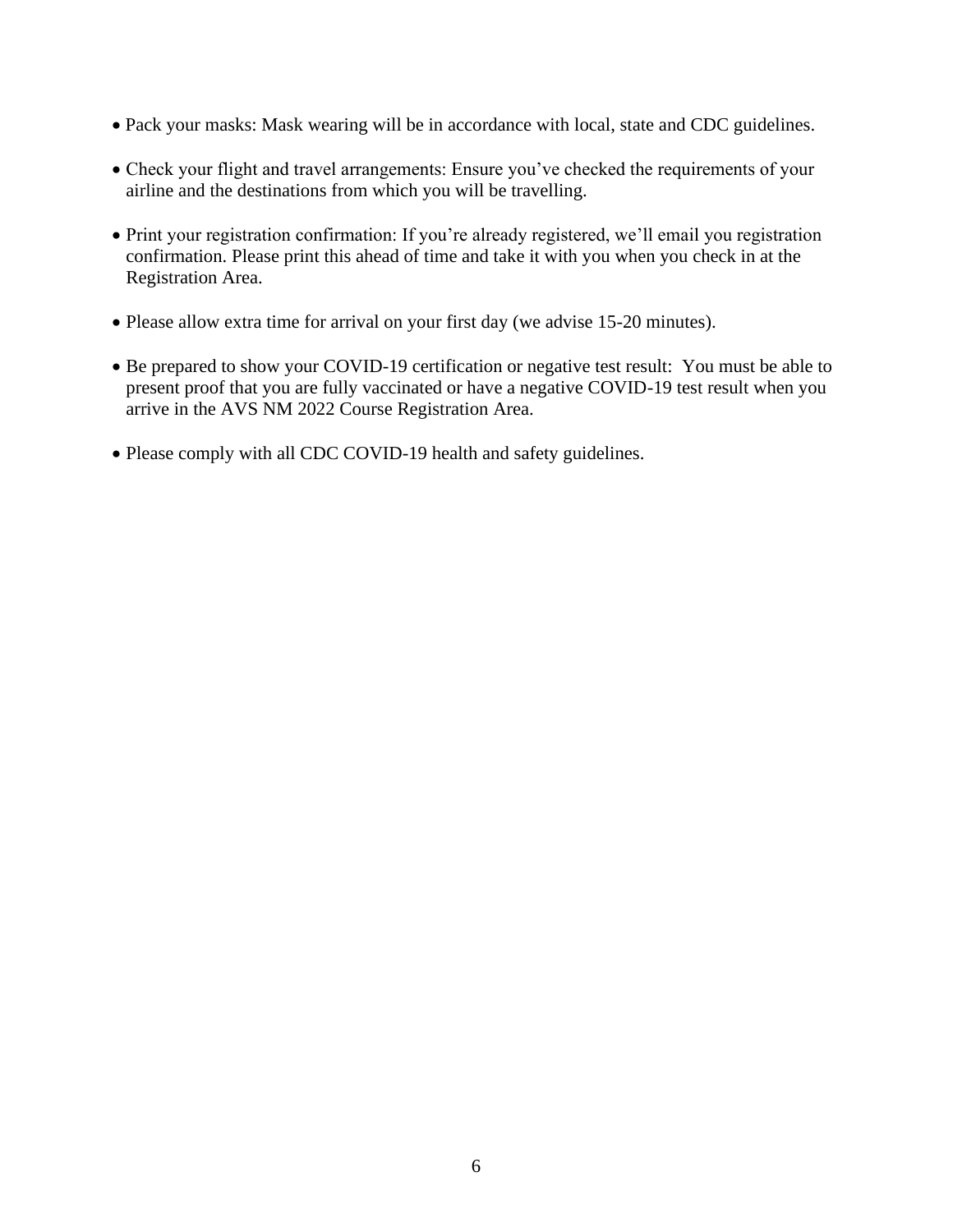- Pack your masks: Mask wearing will be in accordance with local, state and CDC guidelines.

- Check your flight and travel arrangements: Ensure you've checked the requirements of your airline and the destinations from which you will be travelling.

- Print your registration confirmation: If you're already registered, we'll email you registration confirmation. Please print this ahead of time and take it with you when you check in at the Registration Area.

- Please allow extra time for arrival on your first day (we advise 15-20 minutes).

- Be prepared to show your COVID-19 certification or negative test result: You must be able to present proof that you are fully vaccinated or have a negative COVID-19 test result when you arrive in the AVS NM 2022 Course Registration Area.

- Please comply with all CDC COVID-19 health and safety guidelines.